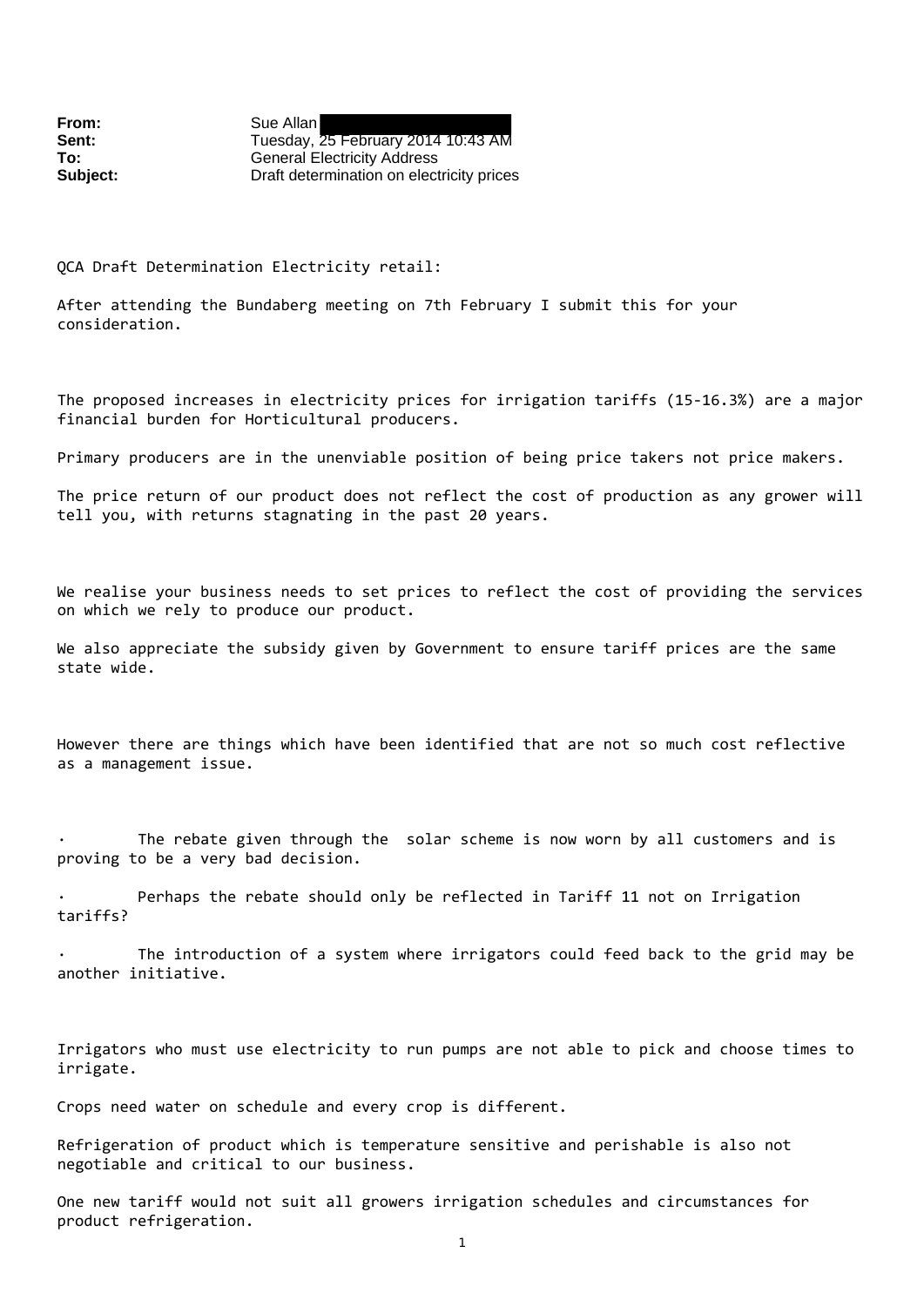**From:** Sue Allan
**Sent:** Tuesday, 25 February 2014 10:43 AM
**To:** General Electricity Address
**Subject:** Draft determination on electricity prices

QCA Draft Determination Electricity retail:

After attending the Bundaberg meeting on 7th February I submit this for your consideration.

The proposed increases in electricity prices for irrigation tariffs (15-16.3%) are a major financial burden for Horticultural producers.

Primary producers are in the unenviable position of being price takers not price makers.

The price return of our product does not reflect the cost of production as any grower will tell you, with returns stagnating in the past 20 years.

We realise your business needs to set prices to reflect the cost of providing the services on which we rely to produce our product.

We also appreciate the subsidy given by Government to ensure tariff prices are the same state wide.

However there are things which have been identified that are not so much cost reflective as a management issue.

- The rebate given through the solar scheme is now worn by all customers and is proving to be a very bad decision.
- Perhaps the rebate should only be reflected in Tariff 11 not on Irrigation tariffs?
- The introduction of a system where irrigators could feed back to the grid may be another initiative.

Irrigators who must use electricity to run pumps are not able to pick and choose times to irrigate.

Crops need water on schedule and every crop is different.

Refrigeration of product which is temperature sensitive and perishable is also not negotiable and critical to our business.

One new tariff would not suit all growers irrigation schedules and circumstances for product refrigeration.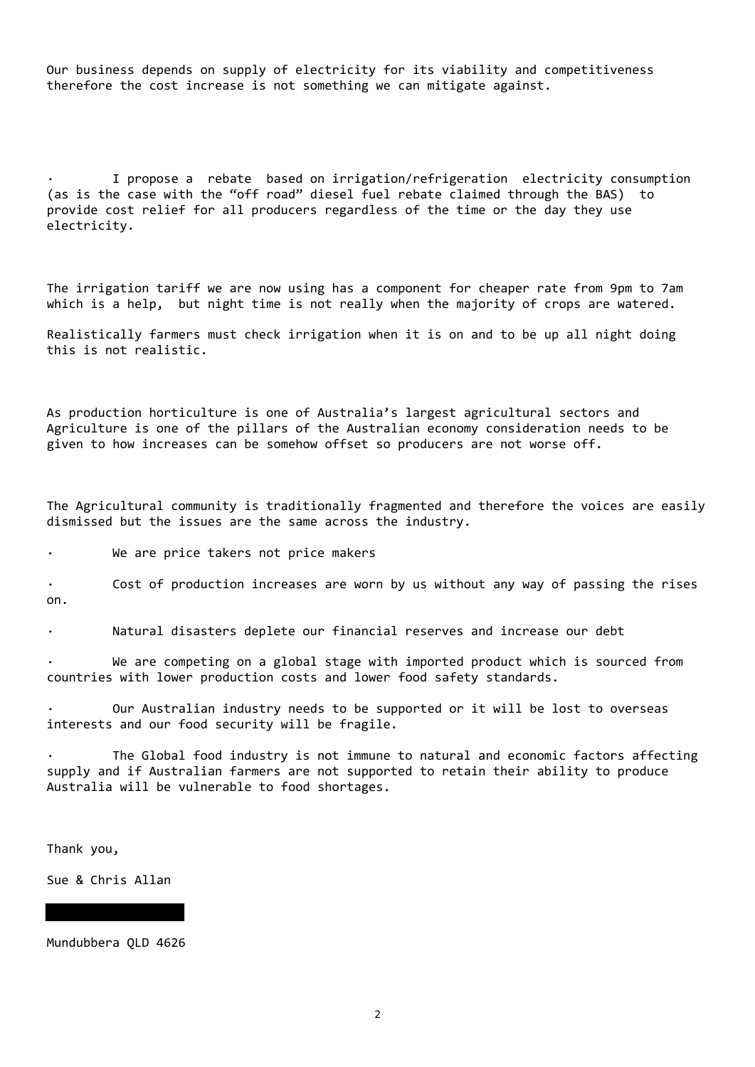Our business depends on supply of electricity for its viability and competitiveness therefore the cost increase is not something we can mitigate against.

- I propose a rebate based on irrigation/refrigeration electricity consumption (as is the case with the "off road" diesel fuel rebate claimed through the BAS) to provide cost relief for all producers regardless of the time or the day they use electricity.

The irrigation tariff we are now using has a component for cheaper rate from 9pm to 7am which is a help, but night time is not really when the majority of crops are watered.

Realistically farmers must check irrigation when it is on and to be up all night doing this is not realistic.

As production horticulture is one of Australia's largest agricultural sectors and Agriculture is one of the pillars of the Australian economy consideration needs to be given to how increases can be somehow offset so producers are not worse off.

The Agricultural community is traditionally fragmented and therefore the voices are easily dismissed but the issues are the same across the industry.

- We are price takers not price makers
- Cost of production increases are worn by us without any way of passing the rises on.
- Natural disasters deplete our financial reserves and increase our debt
- We are competing on a global stage with imported product which is sourced from countries with lower production costs and lower food safety standards.
- Our Australian industry needs to be supported or it will be lost to overseas interests and our food security will be fragile.
- The Global food industry is not immune to natural and economic factors affecting supply and if Australian farmers are not supported to retain their ability to produce Australia will be vulnerable to food shortages.

Thank you,

Sue & Chris Allan

Mundubbera QLD 4626